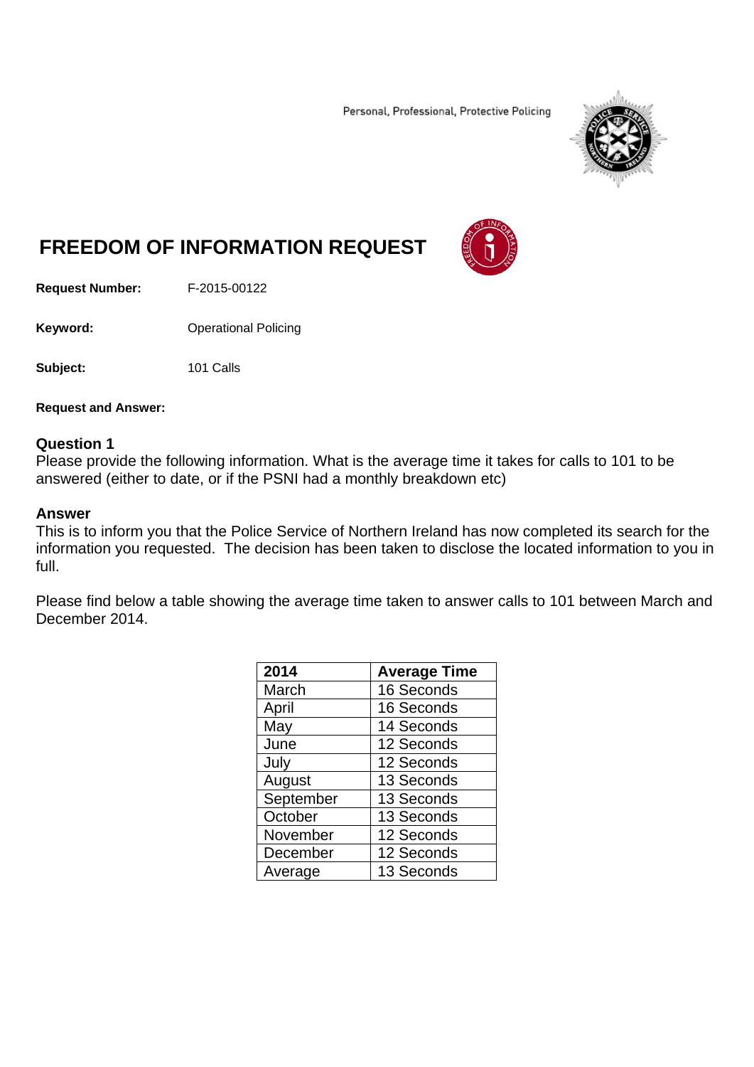Personal, Professional, Protective Policing

# FREEDOM OF INFORMATION REQUEST

**Request Number:** F-2015-00122

**Keyword:** Operational Policing

**Subject:** 101 Calls

**Request and Answer:**

**Question 1**
Please provide the following information. What is the average time it takes for calls to 101 to be answered (either to date, or if the PSNI had a monthly breakdown etc)

**Answer**
This is to inform you that the Police Service of Northern Ireland has now completed its search for the information you requested. The decision has been taken to disclose the located information to you in full.

Please find below a table showing the average time taken to answer calls to 101 between March and December 2014.

| 2014 | Average Time |
|---|---|
| March | 16 Seconds |
| April | 16 Seconds |
| May | 14 Seconds |
| June | 12 Seconds |
| July | 12 Seconds |
| August | 13 Seconds |
| September | 13 Seconds |
| October | 13 Seconds |
| November | 12 Seconds |
| December | 12 Seconds |
| Average | 13 Seconds |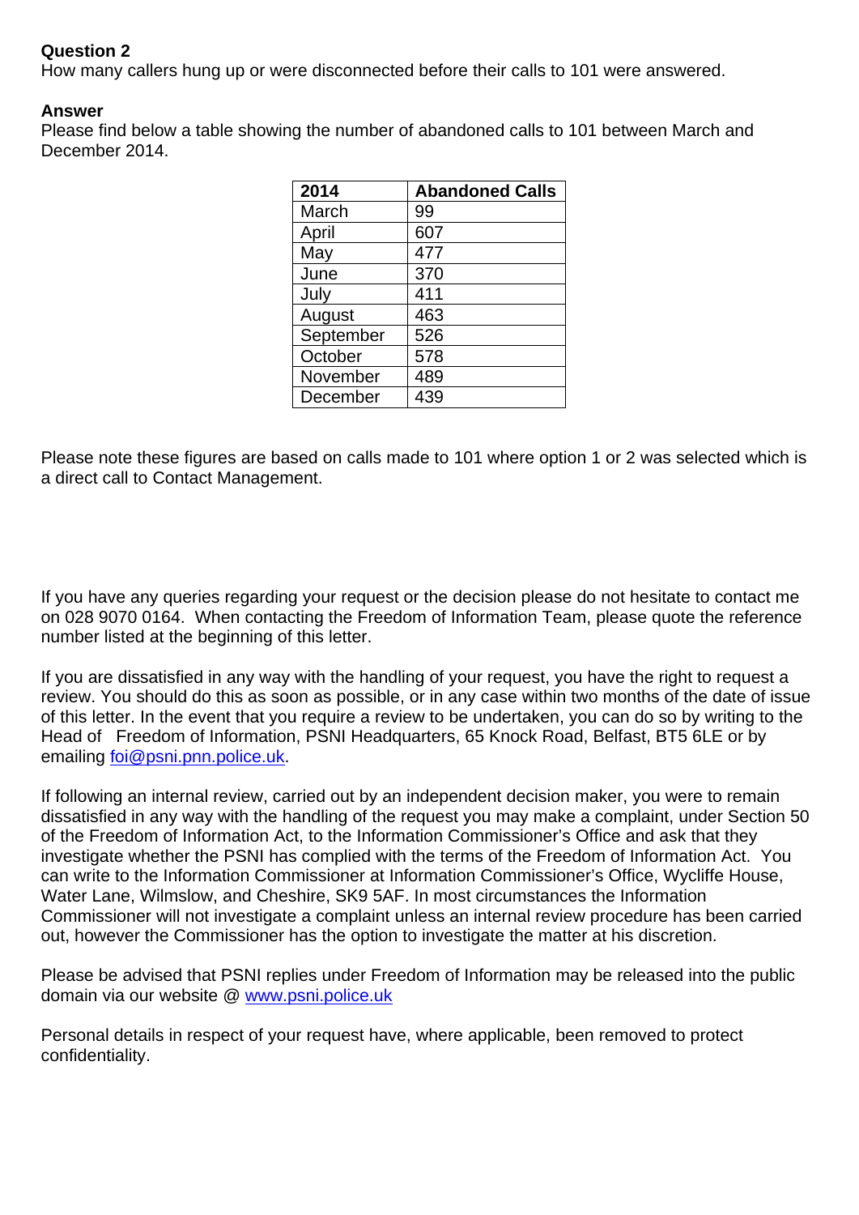**Question 2**
How many callers hung up or were disconnected before their calls to 101 were answered.

**Answer**
Please find below a table showing the number of abandoned calls to 101 between March and December 2014.

| 2014 | Abandoned Calls |
|---|---|
| March | 99 |
| April | 607 |
| May | 477 |
| June | 370 |
| July | 411 |
| August | 463 |
| September | 526 |
| October | 578 |
| November | 489 |
| December | 439 |

Please note these figures are based on calls made to 101 where option 1 or 2 was selected which is a direct call to Contact Management.

If you have any queries regarding your request or the decision please do not hesitate to contact me on 028 9070 0164. When contacting the Freedom of Information Team, please quote the reference number listed at the beginning of this letter.

If you are dissatisfied in any way with the handling of your request, you have the right to request a review. You should do this as soon as possible, or in any case within two months of the date of issue of this letter. In the event that you require a review to be undertaken, you can do so by writing to the Head of Freedom of Information, PSNI Headquarters, 65 Knock Road, Belfast, BT5 6LE or by emailing foi@psni.pnn.police.uk.

If following an internal review, carried out by an independent decision maker, you were to remain dissatisfied in any way with the handling of the request you may make a complaint, under Section 50 of the Freedom of Information Act, to the Information Commissioner's Office and ask that they investigate whether the PSNI has complied with the terms of the Freedom of Information Act. You can write to the Information Commissioner at Information Commissioner's Office, Wycliffe House, Water Lane, Wilmslow, and Cheshire, SK9 5AF. In most circumstances the Information Commissioner will not investigate a complaint unless an internal review procedure has been carried out, however the Commissioner has the option to investigate the matter at his discretion.

Please be advised that PSNI replies under Freedom of Information may be released into the public domain via our website @ www.psni.police.uk

Personal details in respect of your request have, where applicable, been removed to protect confidentiality.